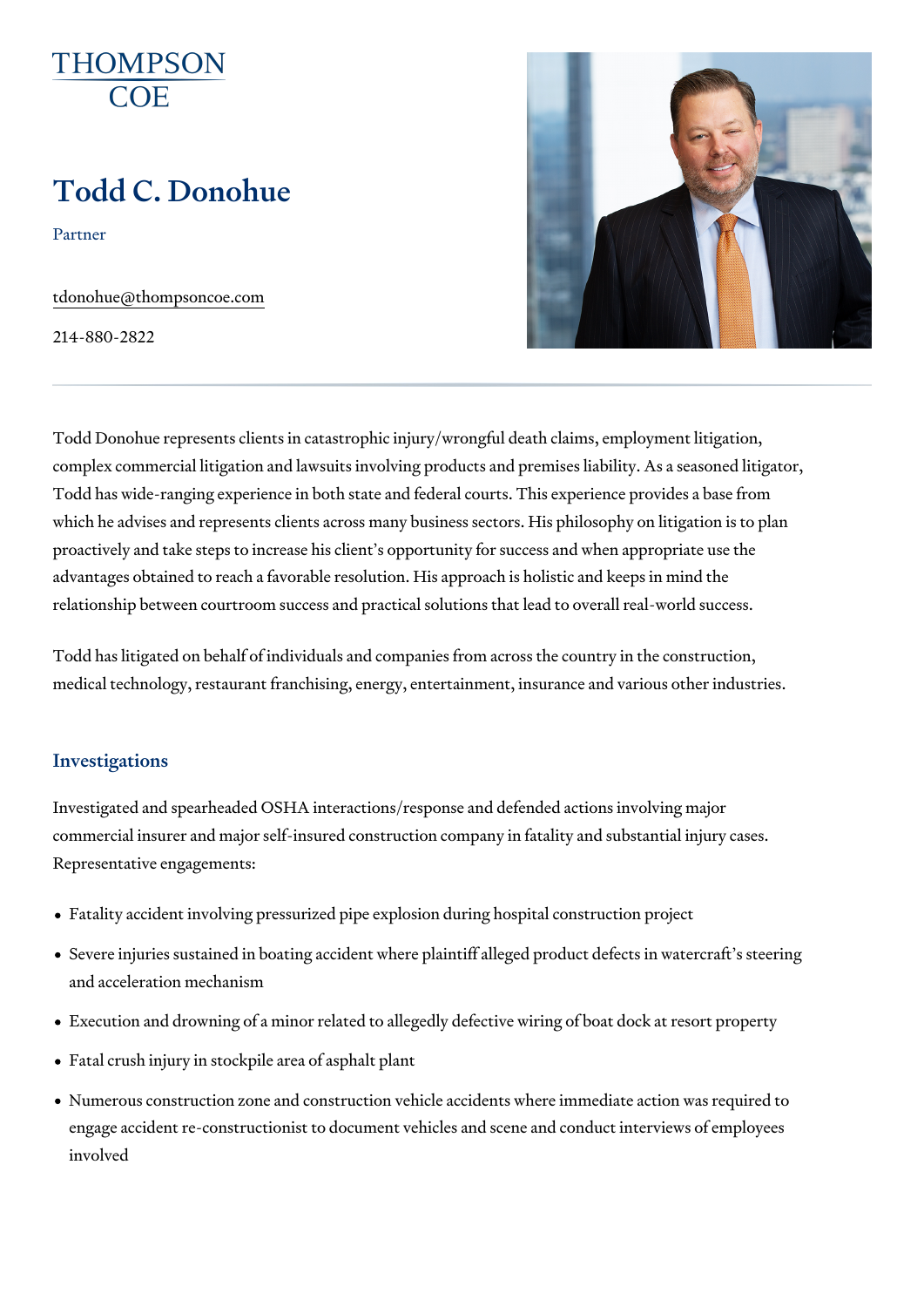THOMPSON COE

# Todd C. Donohue

Partner

tdonohue@thompsoncoe.com

214-880-2822

Todd Donohue represents clients in catastrophic injury/wrongful death claims, employment litigation, complex commercial litigation and lawsuits involving products and premises liability. As a seasoned litigator, Todd has wide-ranging experience in both state and federal courts. This experience provides a base from which he advises and represents clients across many business sectors. His philosophy on litigation is to plan proactively and take steps to increase his client's opportunity for success and when appropriate use the advantages obtained to reach a favorable resolution. His approach is holistic and keeps in mind the relationship between courtroom success and practical solutions that lead to overall real-world success.

Todd has litigated on behalf of individuals and companies from across the country in the construction, medical technology, restaurant franchising, energy, entertainment, insurance and various other industries.

## Investigations

Investigated and spearheaded OSHA interactions/response and defended actions involving major commercial insurer and major self-insured construction company in fatality and substantial injury cases. Representative engagements:

- Fatality accident involving pressurized pipe explosion during hospital construction project
- Severe injuries sustained in boating accident where plaintiff alleged product defects in watercraft's steering and acceleration mechanism
- Execution and drowning of a minor related to allegedly defective wiring of boat dock at resort property
- Fatal crush injury in stockpile area of asphalt plant
- Numerous construction zone and construction vehicle accidents where immediate action was required to engage accident re-constructionist to document vehicles and scene and conduct interviews of employees involved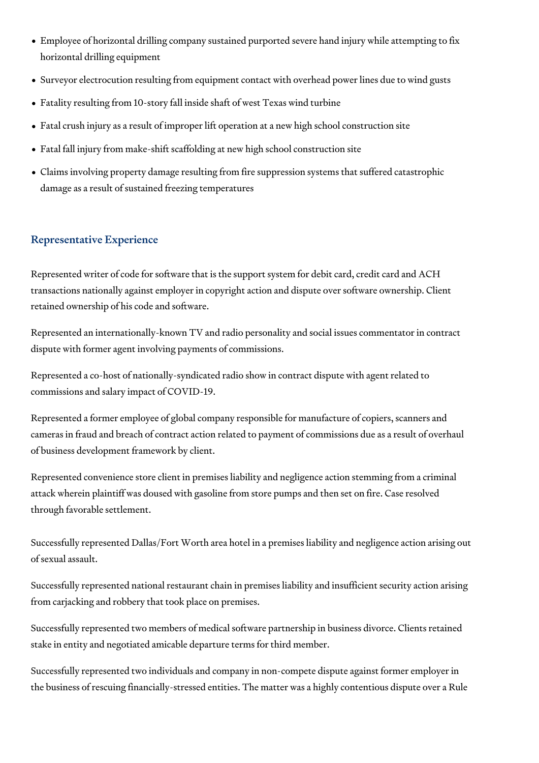- Employee of horizontal drilling company sustained purported severe hand injury while attempting to fix horizontal drilling equipment
- Surveyor electrocution resulting from equipment contact with overhead power lines due to wind gusts
- Fatality resulting from 10-story fall inside shaft of west Texas wind turbine
- Fatal crush injury as a result of improper lift operation at a new high school construction site
- Fatal fall injury from make-shift scaffolding at new high school construction site
- Claims involving property damage resulting from fire suppression systems that suffered catastrophic damage as a result of sustained freezing temperatures

## Representative Experience

Represented writer of code for software that is the support system for debit card, credit card and ACH transactions nationally against employer in copyright action and dispute over software ownership. Client retained ownership of his code and software.

Represented an internationally-known TV and radio personality and social issues commentator in contract dispute with former agent involving payments of commissions.

Represented a co-host of nationally-syndicated radio show in contract dispute with agent related to commissions and salary impact of COVID-19.

Represented a former employee of global company responsible for manufacture of copiers, scanners and cameras in fraud and breach of contract action related to payment of commissions due as a result of overhaul of business development framework by client.

Represented convenience store client in premises liability and negligence action stemming from a criminal attack wherein plaintiff was doused with gasoline from store pumps and then set on fire. Case resolved through favorable settlement.

Successfully represented Dallas/Fort Worth area hotel in a premises liability and negligence action arising out of sexual assault.

Successfully represented national restaurant chain in premises liability and insufficient security action arising from carjacking and robbery that took place on premises.

Successfully represented two members of medical software partnership in business divorce. Clients retained stake in entity and negotiated amicable departure terms for third member.

Successfully represented two individuals and company in non-compete dispute against former employer in the business of rescuing financially-stressed entities. The matter was a highly contentious dispute over a Rule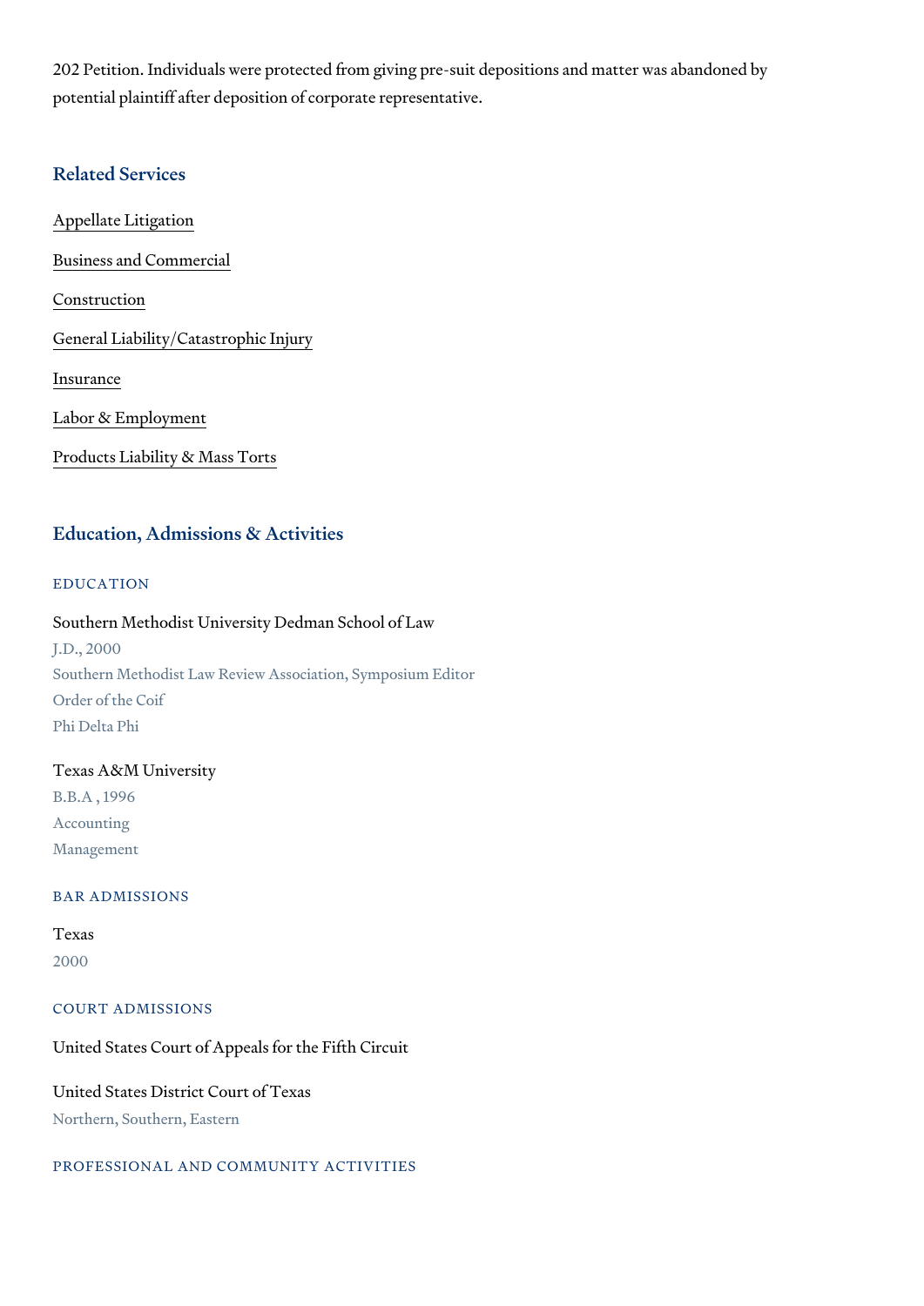202 Petition. Individuals were protected from giving pre-suit depositions and matter was abandoned by potential plaintiff after deposition of corporate representative.

## Related Services

Appellate Litigation

Business and Commercial

Construction

General Liability/Catastrophic Injury

Insurance

Labor & Employment

Products Liability & Mass Torts

## Education, Admissions & Activities

### EDUCATION

Southern Methodist University Dedman School of Law

J.D., 2000

Southern Methodist Law Review Association, Symposium Editor

Order of the Coif

Phi Delta Phi

Texas A&M University

B.B.A , 1996

Accounting

Management

### BAR ADMISSIONS

Texas

2000

### COURT ADMISSIONS

United States Court of Appeals for the Fifth Circuit

United States District Court of Texas

Northern, Southern, Eastern

### PROFESSIONAL AND COMMUNITY ACTIVITIES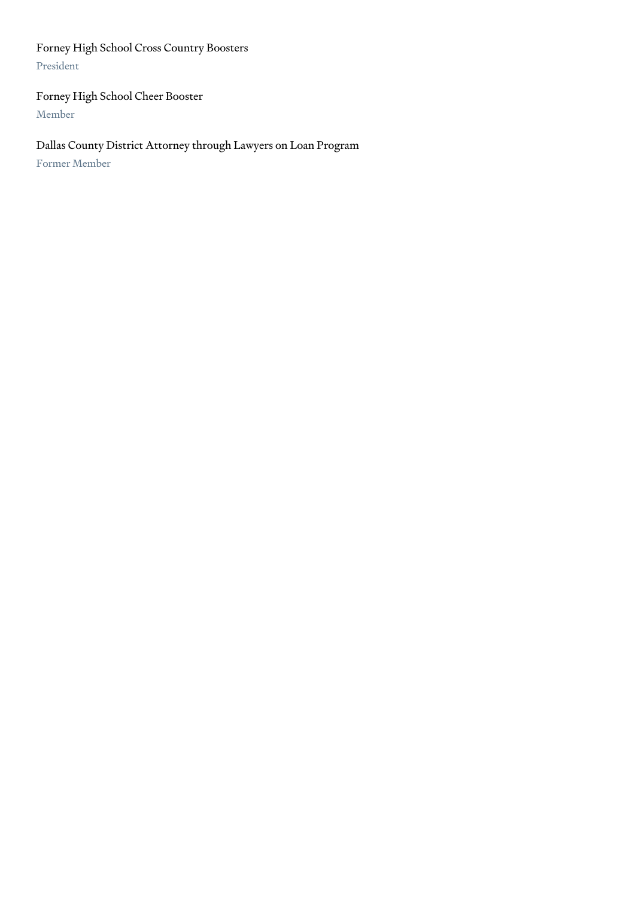Forney High School Cross Country Boosters

President

Forney High School Cheer Booster

Member

Dallas County District Attorney through Lawyers on Loan Program

Former Member